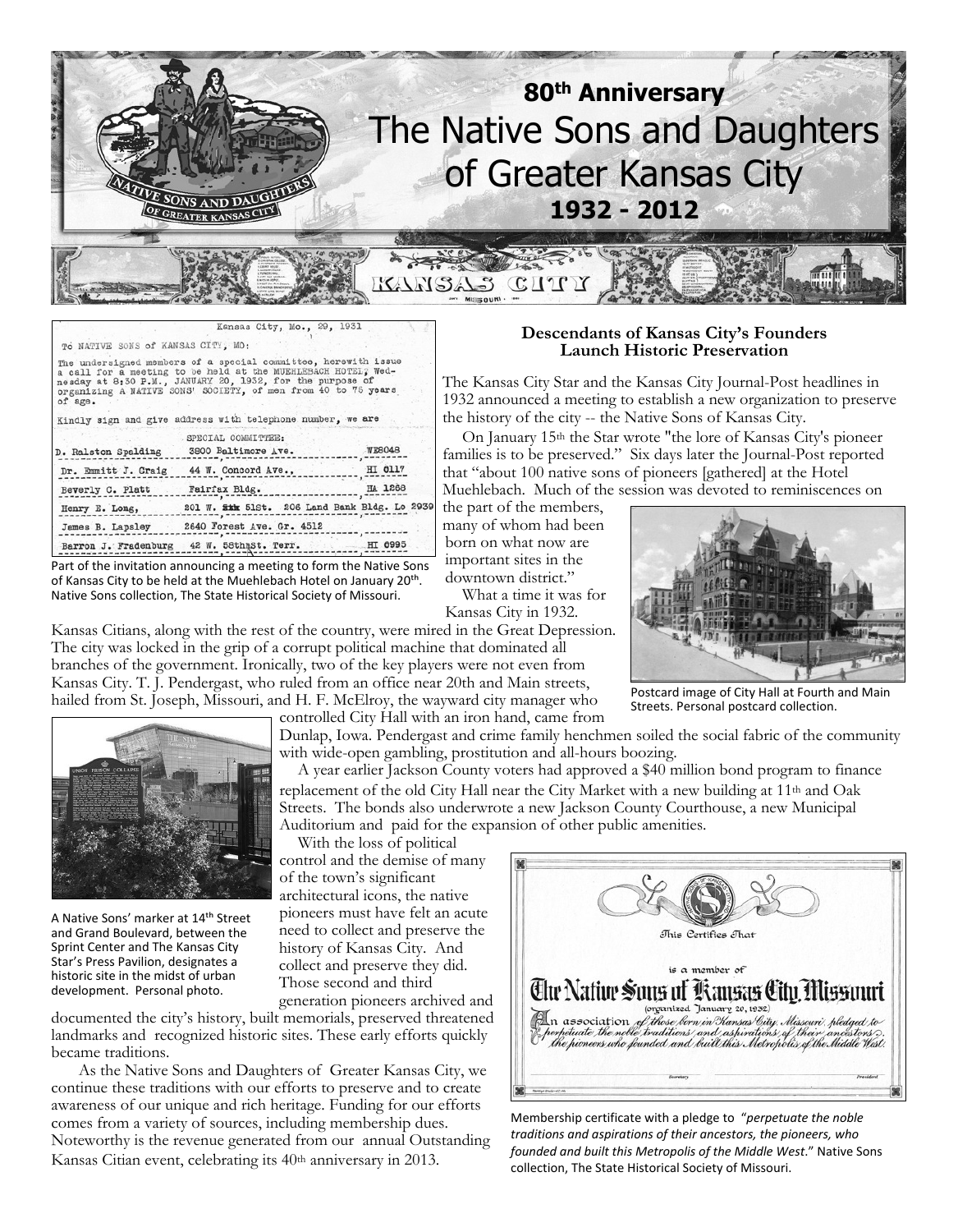# 80th Anniversary

# The Native Sons and Daughters of Greater Kansas City

## 1932 - 2012

Kansas City, Mo., 29, 1931

To NATIVE SONS of KANSAS CITY, MO:

The undersigned members of a special committee, herewith issue a call for a meeting to be held at the MUEHLEBACH HOTEL, Wednesday at 8:30 P.M., JANUARY 20, 1932, for the purpose of organizing A NATIVE SONS' SOCIETY, of men from 40 to 75 years of age.

Kindly sign and give address with telephone number, we are

SPECIAL COMMITTEE:

| | | |
|---|---|---|
| D. Ralston Spalding | 3800 Baltimore Ave. | WE8048 |
| Dr. Emmitt J. Craig | 44 W. Concord Ave., | HI 6117 |
| Beverly C. Platt | Fairfax Bldg. | HA 1268 |
| Henry E. Long, | 201 W. ~~6th~~ 51St. 206 Land Bank Bldg. | Lo 2939 |
| James B. Lapsley | 2640 Forest Ave. Gr. 4512 | |
| Barron J. Fradenburg | 42 W. 58th St. Terr. | HI 6995 |

Part of the invitation announcing a meeting to form the Native Sons of Kansas City to be held at the Muehlebach Hotel on January 20th. Native Sons collection, The State Historical Society of Missouri.

### Descendants of Kansas City's Founders Launch Historic Preservation

The Kansas City Star and the Kansas City Journal-Post headlines in 1932 announced a meeting to establish a new organization to preserve the history of the city -- the Native Sons of Kansas City.

On January 15th the Star wrote "the lore of Kansas City's pioneer families is to be preserved." Six days later the Journal-Post reported that "about 100 native sons of pioneers [gathered] at the Hotel Muehlebach. Much of the session was devoted to reminiscences on the part of the members, many of whom had been born on what now are important sites in the downtown district."

What a time it was for Kansas City in 1932. Kansas Citians, along with the rest of the country, were mired in the Great Depression. The city was locked in the grip of a corrupt political machine that dominated all branches of the government. Ironically, two of the key players were not even from Kansas City. T. J. Pendergast, who ruled from an office near 20th and Main streets, hailed from St. Joseph, Missouri, and H. F. McElroy, the wayward city manager who controlled City Hall with an iron hand, came from Dunlap, Iowa. Pendergast and crime family henchmen soiled the social fabric of the community with wide-open gambling, prostitution and all-hours boozing.

Postcard image of City Hall at Fourth and Main Streets. Personal postcard collection.

A year earlier Jackson County voters had approved a $40 million bond program to finance replacement of the old City Hall near the City Market with a new building at 11th and Oak Streets. The bonds also underwrote a new Jackson County Courthouse, a new Municipal Auditorium and paid for the expansion of other public amenities.

A Native Sons' marker at 14th Street and Grand Boulevard, between the Sprint Center and The Kansas City Star's Press Pavilion, designates a historic site in the midst of urban development. Personal photo.

With the loss of political control and the demise of many of the town's significant architectural icons, the native pioneers must have felt an acute need to collect and preserve the history of Kansas City. And collect and preserve they did. Those second and third generation pioneers archived and documented the city's history, built memorials, preserved threatened landmarks and recognized historic sites. These early efforts quickly became traditions.

As the Native Sons and Daughters of Greater Kansas City, we continue these traditions with our efforts to preserve and to create awareness of our unique and rich heritage. Funding for our efforts comes from a variety of sources, including membership dues. Noteworthy is the revenue generated from our annual Outstanding Kansas Citian event, celebrating its 40th anniversary in 2013.

This Certifies That

is a member of

The Native Sons of Kansas City, Missouri

(organized January 20, 1932)

An association of those born in Kansas City, Missouri, pledged to perpetuate the noble traditions and aspirations of their ancestors, the pioneers who founded and built this Metropolis of the Middle West.

Secretary President

Membership certificate with a pledge to "*perpetuate the noble traditions and aspirations of their ancestors, the pioneers, who founded and built this Metropolis of the Middle West.*" Native Sons collection, The State Historical Society of Missouri.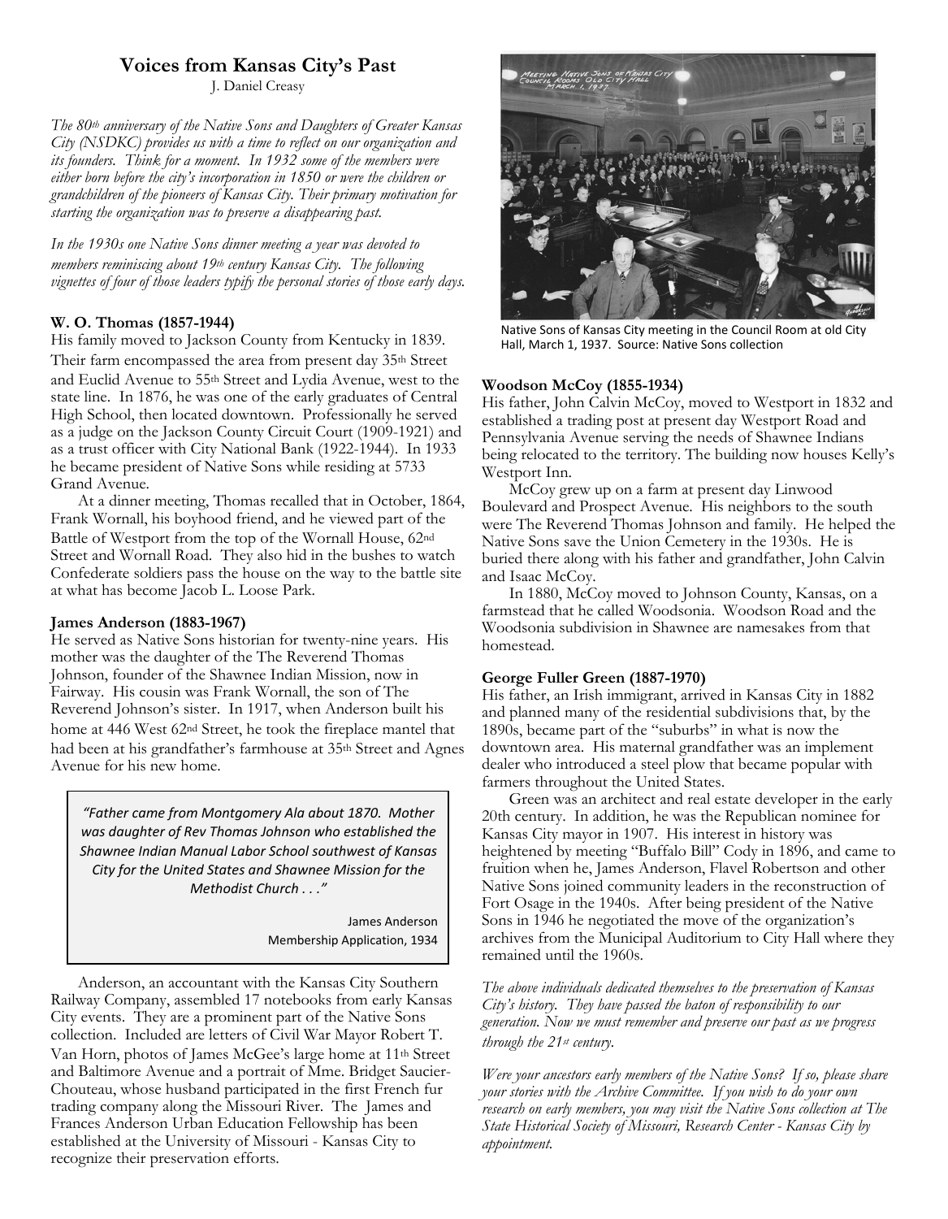# Voices from Kansas City's Past

J. Daniel Creasy

*The 80th anniversary of the Native Sons and Daughters of Greater Kansas City (NSDKC) provides us with a time to reflect on our organization and its founders. Think for a moment. In 1932 some of the members were either born before the city's incorporation in 1850 or were the children or grandchildren of the pioneers of Kansas City. Their primary motivation for starting the organization was to preserve a disappearing past.*

*In the 1930s one Native Sons dinner meeting a year was devoted to members reminiscing about 19th century Kansas City. The following vignettes of four of those leaders typify the personal stories of those early days.*

### W. O. Thomas (1857-1944)

His family moved to Jackson County from Kentucky in 1839. Their farm encompassed the area from present day 35th Street and Euclid Avenue to 55th Street and Lydia Avenue, west to the state line. In 1876, he was one of the early graduates of Central High School, then located downtown. Professionally he served as a judge on the Jackson County Circuit Court (1909-1921) and as a trust officer with City National Bank (1922-1944). In 1933 he became president of Native Sons while residing at 5733 Grand Avenue.

At a dinner meeting, Thomas recalled that in October, 1864, Frank Wornall, his boyhood friend, and he viewed part of the Battle of Westport from the top of the Wornall House, 62nd Street and Wornall Road. They also hid in the bushes to watch Confederate soldiers pass the house on the way to the battle site at what has become Jacob L. Loose Park.

### James Anderson (1883-1967)

He served as Native Sons historian for twenty-nine years. His mother was the daughter of the The Reverend Thomas Johnson, founder of the Shawnee Indian Mission, now in Fairway. His cousin was Frank Wornall, the son of The Reverend Johnson's sister. In 1917, when Anderson built his home at 446 West 62nd Street, he took the fireplace mantel that had been at his grandfather's farmhouse at 35th Street and Agnes Avenue for his new home.

> *"Father came from Montgomery Ala about 1870. Mother was daughter of Rev Thomas Johnson who established the Shawnee Indian Manual Labor School southwest of Kansas City for the United States and Shawnee Mission for the Methodist Church . . ."*
>
> James Anderson
> Membership Application, 1934

Anderson, an accountant with the Kansas City Southern Railway Company, assembled 17 notebooks from early Kansas City events. They are a prominent part of the Native Sons collection. Included are letters of Civil War Mayor Robert T. Van Horn, photos of James McGee's large home at 11th Street and Baltimore Avenue and a portrait of Mme. Bridget Saucier-Chouteau, whose husband participated in the first French fur trading company along the Missouri River. The James and Frances Anderson Urban Education Fellowship has been established at the University of Missouri - Kansas City to recognize their preservation efforts.

Native Sons of Kansas City meeting in the Council Room at old City Hall, March 1, 1937. Source: Native Sons collection

### Woodson McCoy (1855-1934)

His father, John Calvin McCoy, moved to Westport in 1832 and established a trading post at present day Westport Road and Pennsylvania Avenue serving the needs of Shawnee Indians being relocated to the territory. The building now houses Kelly's Westport Inn.

McCoy grew up on a farm at present day Linwood Boulevard and Prospect Avenue. His neighbors to the south were The Reverend Thomas Johnson and family. He helped the Native Sons save the Union Cemetery in the 1930s. He is buried there along with his father and grandfather, John Calvin and Isaac McCoy.

In 1880, McCoy moved to Johnson County, Kansas, on a farmstead that he called Woodsonia. Woodson Road and the Woodsonia subdivision in Shawnee are namesakes from that homestead.

### George Fuller Green (1887-1970)

His father, an Irish immigrant, arrived in Kansas City in 1882 and planned many of the residential subdivisions that, by the 1890s, became part of the "suburbs" in what is now the downtown area. His maternal grandfather was an implement dealer who introduced a steel plow that became popular with farmers throughout the United States.

Green was an architect and real estate developer in the early 20th century. In addition, he was the Republican nominee for Kansas City mayor in 1907. His interest in history was heightened by meeting "Buffalo Bill" Cody in 1896, and came to fruition when he, James Anderson, Flavel Robertson and other Native Sons joined community leaders in the reconstruction of Fort Osage in the 1940s. After being president of the Native Sons in 1946 he negotiated the move of the organization's archives from the Municipal Auditorium to City Hall where they remained until the 1960s.

*The above individuals dedicated themselves to the preservation of Kansas City's history. They have passed the baton of responsibility to our generation. Now we must remember and preserve our past as we progress through the 21st century.*

*Were your ancestors early members of the Native Sons? If so, please share your stories with the Archive Committee. If you wish to do your own research on early members, you may visit the Native Sons collection at The State Historical Society of Missouri, Research Center - Kansas City by appointment.*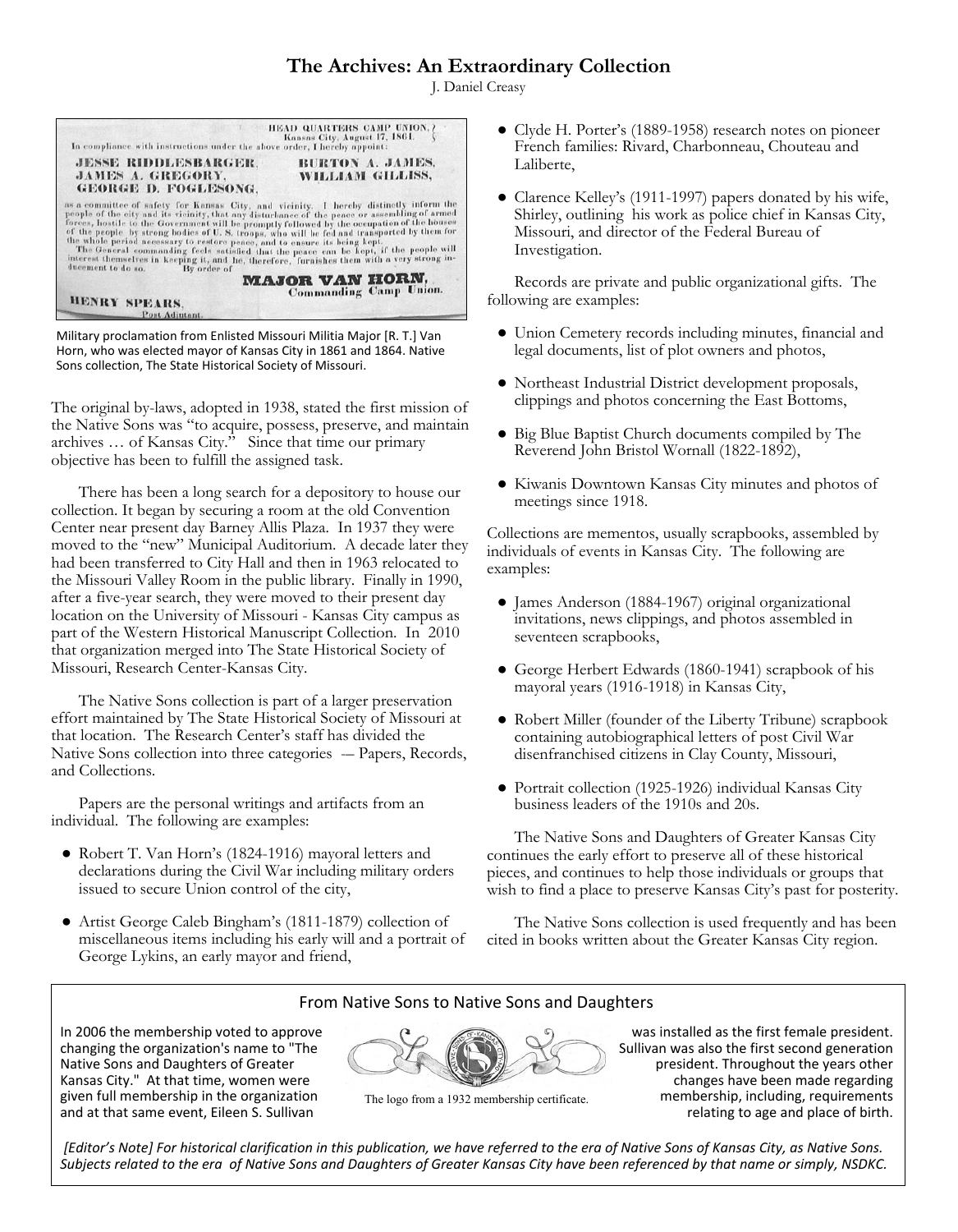# The Archives: An Extraordinary Collection

J. Daniel Creasy

HEAD QUARTERS CAMP UNION, Kansas City, August 17, 1861.

In compliance with instructions under the above order, I hereby appoint:

JESSE RIDDLESBARGER, BURTON A. JAMES, JAMES A. GREGORY, WILLIAM GILLISS, GEORGE D. FOGLESONG,

as a committee of safety for Kansas City, and vicinity. I hereby distinctly inform the people of the city and its vicinity, that any disturbance of the peace or assembling of armed forces, hostile to the Government will be promptly followed by the occupation of the houses of the people by strong bodies of U. S. troops, who will be fed and transported by them for the whole period necessary to restore peace, and to ensure its being kept.

The General commanding feels satisfied that the peace can be kept, if the people will interest themselves in keeping it, and he, therefore, furnishes them with a very strong inducement to do so. By order of

MAJOR VAN HORN, Commanding Camp Union.

HENRY SPEARS, Post Adjutant.

Military proclamation from Enlisted Missouri Militia Major [R. T.] Van Horn, who was elected mayor of Kansas City in 1861 and 1864. Native Sons collection, The State Historical Society of Missouri.

The original by-laws, adopted in 1938, stated the first mission of the Native Sons was "to acquire, possess, preserve, and maintain archives … of Kansas City." Since that time our primary objective has been to fulfill the assigned task.

There has been a long search for a depository to house our collection. It began by securing a room at the old Convention Center near present day Barney Allis Plaza. In 1937 they were moved to the "new" Municipal Auditorium. A decade later they had been transferred to City Hall and then in 1963 relocated to the Missouri Valley Room in the public library. Finally in 1990, after a five-year search, they were moved to their present day location on the University of Missouri - Kansas City campus as part of the Western Historical Manuscript Collection. In 2010 that organization merged into The State Historical Society of Missouri, Research Center-Kansas City.

The Native Sons collection is part of a larger preservation effort maintained by The State Historical Society of Missouri at that location. The Research Center's staff has divided the Native Sons collection into three categories -- Papers, Records, and Collections.

Papers are the personal writings and artifacts from an individual. The following are examples:

- Robert T. Van Horn's (1824-1916) mayoral letters and declarations during the Civil War including military orders issued to secure Union control of the city,
- Artist George Caleb Bingham's (1811-1879) collection of miscellaneous items including his early will and a portrait of George Lykins, an early mayor and friend,
- Clyde H. Porter's (1889-1958) research notes on pioneer French families: Rivard, Charbonneau, Chouteau and Laliberte,
- Clarence Kelley's (1911-1997) papers donated by his wife, Shirley, outlining his work as police chief in Kansas City, Missouri, and director of the Federal Bureau of Investigation.

Records are private and public organizational gifts. The following are examples:

- Union Cemetery records including minutes, financial and legal documents, list of plot owners and photos,
- Northeast Industrial District development proposals, clippings and photos concerning the East Bottoms,
- Big Blue Baptist Church documents compiled by The Reverend John Bristol Wornall (1822-1892),
- Kiwanis Downtown Kansas City minutes and photos of meetings since 1918.

Collections are mementos, usually scrapbooks, assembled by individuals of events in Kansas City. The following are examples:

- James Anderson (1884-1967) original organizational invitations, news clippings, and photos assembled in seventeen scrapbooks,
- George Herbert Edwards (1860-1941) scrapbook of his mayoral years (1916-1918) in Kansas City,
- Robert Miller (founder of the Liberty Tribune) scrapbook containing autobiographical letters of post Civil War disenfranchised citizens in Clay County, Missouri,
- Portrait collection (1925-1926) individual Kansas City business leaders of the 1910s and 20s.

The Native Sons and Daughters of Greater Kansas City continues the early effort to preserve all of these historical pieces, and continues to help those individuals or groups that wish to find a place to preserve Kansas City's past for posterity.

The Native Sons collection is used frequently and has been cited in books written about the Greater Kansas City region.

## From Native Sons to Native Sons and Daughters

In 2006 the membership voted to approve changing the organization's name to "The Native Sons and Daughters of Greater Kansas City." At that time, women were given full membership in the organization and at that same event, Eileen S. Sullivan was installed as the first female president. Sullivan was also the first second generation president. Throughout the years other changes have been made regarding membership, including, requirements relating to age and place of birth.

The logo from a 1932 membership certificate.

*[Editor's Note] For historical clarification in this publication, we have referred to the era of Native Sons of Kansas City, as Native Sons. Subjects related to the era of Native Sons and Daughters of Greater Kansas City have been referenced by that name or simply, NSDKC.*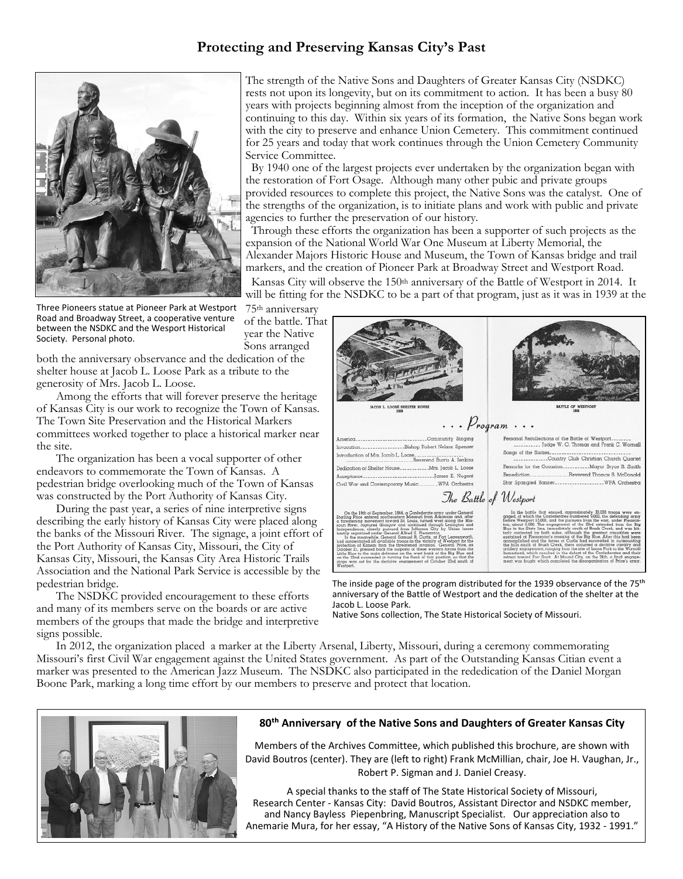# Protecting and Preserving Kansas City's Past

The strength of the Native Sons and Daughters of Greater Kansas City (NSDKC) rests not upon its longevity, but on its commitment to action. It has been a busy 80 years with projects beginning almost from the inception of the organization and continuing to this day. Within six years of its formation, the Native Sons began work with the city to preserve and enhance Union Cemetery. This commitment continued for 25 years and today that work continues through the Union Cemetery Community Service Committee.

By 1940 one of the largest projects ever undertaken by the organization began with the restoration of Fort Osage. Although many other pubic and private groups provided resources to complete this project, the Native Sons was the catalyst. One of the strengths of the organization, is to initiate plans and work with public and private agencies to further the preservation of our history.

Through these efforts the organization has been a supporter of such projects as the expansion of the National World War One Museum at Liberty Memorial, the Alexander Majors Historic House and Museum, the Town of Kansas bridge and trail markers, and the creation of Pioneer Park at Broadway Street and Westport Road.

Kansas City will observe the 150th anniversary of the Battle of Westport in 2014. It will be fitting for the NSDKC to be a part of that program, just as it was in 1939 at the 75th anniversary of the battle. That year the Native Sons arranged both the anniversary observance and the dedication of the shelter house at Jacob L. Loose Park as a tribute to the generosity of Mrs. Jacob L. Loose.

Three Pioneers statue at Pioneer Park at Westport Road and Broadway Street, a cooperative venture between the NSDKC and the Wesport Historical Society. Personal photo.

Among the efforts that will forever preserve the heritage of Kansas City is our work to recognize the Town of Kansas. The Town Site Preservation and the Historical Markers committees worked together to place a historical marker near the site.

The organization has been a vocal supporter of other endeavors to commemorate the Town of Kansas. A pedestrian bridge overlooking much of the Town of Kansas was constructed by the Port Authority of Kansas City.

During the past year, a series of nine interpretive signs describing the early history of Kansas City were placed along the banks of the Missouri River. The signage, a joint effort of the Port Authority of Kansas City, Missouri, the City of Kansas City, Missouri, the Kansas City Area Historic Trails Association and the National Park Service is accessible by the pedestrian bridge.

The NSDKC provided encouragement to these efforts and many of its members serve on the boards or are active members of the groups that made the bridge and interpretive signs possible.

The inside page of the program distributed for the 1939 observance of the 75th anniversary of the Battle of Westport and the dedication of the shelter at the Jacob L. Loose Park.
Native Sons collection, The State Historical Society of Missouri.

In 2012, the organization placed a marker at the Liberty Arsenal, Liberty, Missouri, during a ceremony commemorating Missouri's first Civil War engagement against the United States government. As part of the Outstanding Kansas Citian event a marker was presented to the American Jazz Museum. The NSDKC also participated in the rededication of the Daniel Morgan Boone Park, marking a long time effort by our members to preserve and protect that location.

## 80th Anniversary of the Native Sons and Daughters of Greater Kansas City

Members of the Archives Committee, which published this brochure, are shown with David Boutros (center). They are (left to right) Frank McMillian, chair, Joe H. Vaughan, Jr., Robert P. Sigman and J. Daniel Creasy.

A special thanks to the staff of The State Historical Society of Missouri, Research Center - Kansas City: David Boutros, Assistant Director and NSDKC member, and Nancy Bayless Piepenbring, Manuscript Specialist. Our appreciation also to Anemarie Mura, for her essay, "A History of the Native Sons of Kansas City, 1932 - 1991."